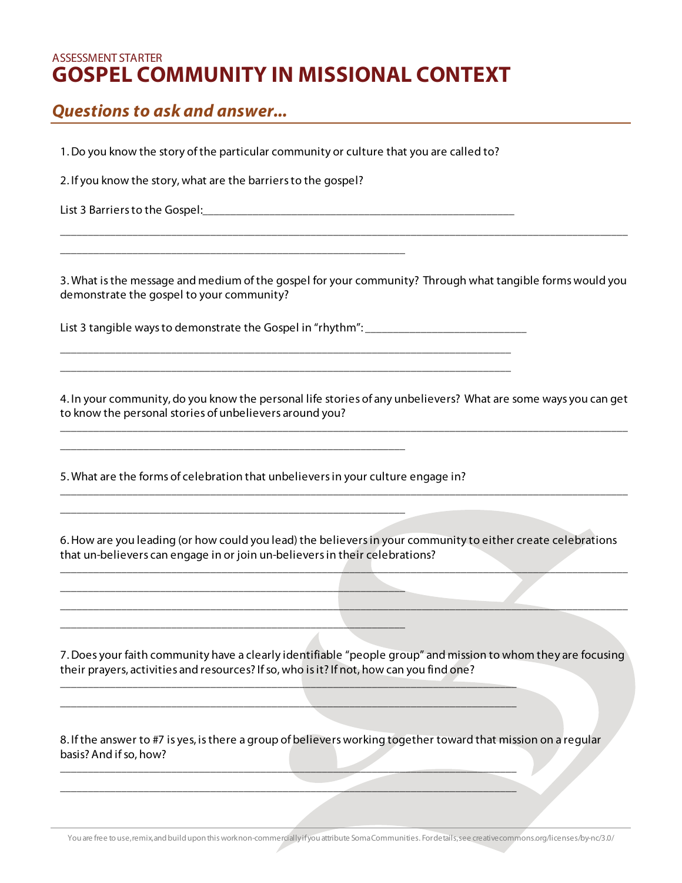ASSESSMENT STARTER

# GOSPEL COMMUNITY IN MISSIONAL CONTEXT

## *Questions to ask and answer...*

1. Do you know the story of the particular community or culture that you are called to?

2. If you know the story, what are the barriers to the gospel?

List 3 Barriers to the Gospel:\_\_\_\_\_\_\_\_\_\_\_\_\_\_\_\_\_\_\_\_\_\_\_\_\_\_\_\_\_\_\_\_\_\_\_\_\_\_\_\_\_\_\_\_\_\_\_\_

\_\_\_\_\_\_\_\_\_\_\_\_\_\_\_\_\_\_\_\_\_\_\_\_\_\_\_\_\_\_\_\_\_\_\_\_\_\_\_\_\_\_\_\_\_\_\_\_\_\_\_\_\_\_\_\_\_\_\_\_\_\_\_\_\_\_\_\_\_\_\_\_\_\_\_\_\_\_\_\_\_\_\_\_\_\_\_\_\_\_

\_\_\_\_\_\_\_\_\_\_\_\_\_\_\_\_\_\_\_\_\_\_\_\_\_\_\_\_\_\_\_\_\_\_\_\_\_\_\_\_\_\_\_\_\_\_\_\_\_\_\_\_\_\_\_\_\_\_\_

3. What is the message and medium of the gospel for your community? Through what tangible forms would you demonstrate the gospel to your community?

List 3 tangible ways to demonstrate the Gospel in "rhythm": \_\_\_\_\_\_\_\_\_\_\_\_\_\_\_\_\_\_\_\_\_\_\_\_\_\_\_\_

\_\_\_\_\_\_\_\_\_\_\_\_\_\_\_\_\_\_\_\_\_\_\_\_\_\_\_\_\_\_\_\_\_\_\_\_\_\_\_\_\_\_\_\_\_\_\_\_\_\_\_\_\_\_\_\_\_\_\_\_\_\_\_\_\_\_\_\_\_\_\_\_\_\_\_\_\_

\_\_\_\_\_\_\_\_\_\_\_\_\_\_\_\_\_\_\_\_\_\_\_\_\_\_\_\_\_\_\_\_\_\_\_\_\_\_\_\_\_\_\_\_\_\_\_\_\_\_\_\_\_\_\_\_\_\_\_\_\_\_\_\_\_\_\_\_\_\_\_\_\_\_\_\_\_

4. In your community, do you know the personal life stories of any unbelievers? What are some ways you can get to know the personal stories of unbelievers around you?

\_\_\_\_\_\_\_\_\_\_\_\_\_\_\_\_\_\_\_\_\_\_\_\_\_\_\_\_\_\_\_\_\_\_\_\_\_\_\_\_\_\_\_\_\_\_\_\_\_\_\_\_\_\_\_\_\_\_\_\_\_\_\_\_\_\_\_\_\_\_\_\_\_\_\_\_\_\_\_\_\_\_\_\_\_\_\_\_\_\_

\_\_\_\_\_\_\_\_\_\_\_\_\_\_\_\_\_\_\_\_\_\_\_\_\_\_\_\_\_\_\_\_\_\_\_\_\_\_\_\_\_\_\_\_\_\_\_\_\_\_\_\_\_\_\_\_\_\_\_

5. What are the forms of celebration that unbelievers in your culture engage in?

\_\_\_\_\_\_\_\_\_\_\_\_\_\_\_\_\_\_\_\_\_\_\_\_\_\_\_\_\_\_\_\_\_\_\_\_\_\_\_\_\_\_\_\_\_\_\_\_\_\_\_\_\_\_\_\_\_\_\_\_\_\_\_\_\_\_\_\_\_\_\_\_\_\_\_\_\_\_\_\_\_\_\_\_\_\_\_\_\_\_

\_\_\_\_\_\_\_\_\_\_\_\_\_\_\_\_\_\_\_\_\_\_\_\_\_\_\_\_\_\_\_\_\_\_\_\_\_\_\_\_\_\_\_\_\_\_\_\_\_\_\_\_\_\_\_\_\_\_\_

6. How are you leading (or how could you lead) the believers in your community to either create celebrations that un-believers can engage in or join un-believers in their celebrations?

\_\_\_\_\_\_\_\_\_\_\_\_\_\_\_\_\_\_\_\_\_\_\_\_\_\_\_\_\_\_\_\_\_\_\_\_\_\_\_\_\_\_\_\_\_\_\_\_\_\_\_\_\_\_\_\_\_\_\_\_\_\_\_\_\_\_\_\_\_\_\_\_\_\_\_\_\_\_\_\_\_\_\_\_\_\_\_\_\_\_

\_\_\_\_\_\_\_\_\_\_\_\_\_\_\_\_\_\_\_\_\_\_\_\_\_\_\_\_\_\_\_\_\_\_\_\_\_\_\_\_\_\_\_\_\_\_\_\_\_\_\_\_\_\_\_\_\_\_\_

\_\_\_\_\_\_\_\_\_\_\_\_\_\_\_\_\_\_\_\_\_\_\_\_\_\_\_\_\_\_\_\_\_\_\_\_\_\_\_\_\_\_\_\_\_\_\_\_\_\_\_\_\_\_\_\_\_\_\_\_\_\_\_\_\_\_\_\_\_\_\_\_\_\_\_\_\_\_\_\_\_\_\_\_\_\_\_\_\_\_

\_\_\_\_\_\_\_\_\_\_\_\_\_\_\_\_\_\_\_\_\_\_\_\_\_\_\_\_\_\_\_\_\_\_\_\_\_\_\_\_\_\_\_\_\_\_\_\_\_\_\_\_\_\_\_\_\_\_\_

7. Does your faith community have a clearly identifiable "people group" and mission to whom they are focusing their prayers, activities and resources? If so, who is it? If not, how can you find one?

\_\_\_\_\_\_\_\_\_\_\_\_\_\_\_\_\_\_\_\_\_\_\_\_\_\_\_\_\_\_\_\_\_\_\_\_\_\_\_\_\_\_\_\_\_\_\_\_\_\_\_\_\_\_\_\_\_\_\_\_\_\_\_\_\_\_\_\_\_\_\_\_\_\_\_\_\_

\_\_\_\_\_\_\_\_\_\_\_\_\_\_\_\_\_\_\_\_\_\_\_\_\_\_\_\_\_\_\_\_\_\_\_\_\_\_\_\_\_\_\_\_\_\_\_\_\_\_\_\_\_\_\_\_\_\_\_\_\_\_\_\_\_\_\_\_\_\_\_\_\_\_\_\_\_

8. If the answer to #7 is yes, is there a group of believers working together toward that mission on a regular basis? And if so, how?

\_\_\_\_\_\_\_\_\_\_\_\_\_\_\_\_\_\_\_\_\_\_\_\_\_\_\_\_\_\_\_\_\_\_\_\_\_\_\_\_\_\_\_\_\_\_\_\_\_\_\_\_\_\_\_\_\_\_\_\_\_\_\_\_\_\_\_\_\_\_\_\_\_\_\_\_\_

\_\_\_\_\_\_\_\_\_\_\_\_\_\_\_\_\_\_\_\_\_\_\_\_\_\_\_\_\_\_\_\_\_\_\_\_\_\_\_\_\_\_\_\_\_\_\_\_\_\_\_\_\_\_\_\_\_\_\_\_\_\_\_\_\_\_\_\_\_\_\_\_\_\_\_\_\_

You are free to use, remix, and build upon this work non-commercially if you attribute Soma Communities. For details, see creativecommons.org/licenses/by-nc/3.0/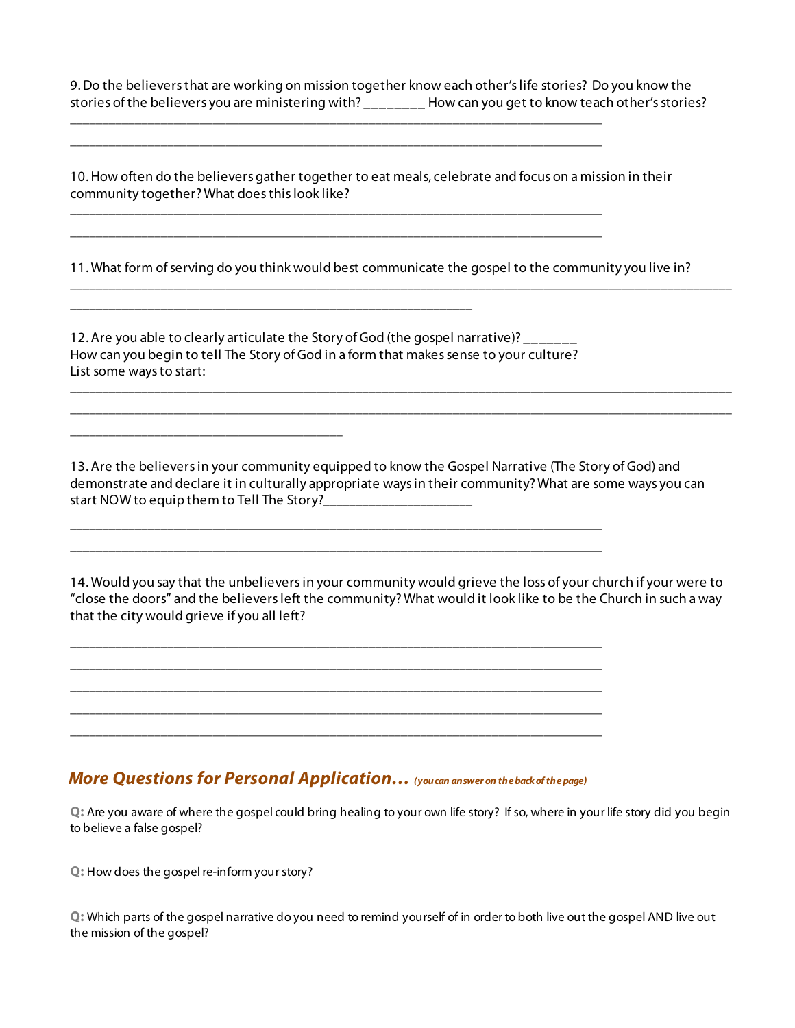9. Do the believers that are working on mission together know each other's life stories? Do you know the stories of the believers you are ministering with? ________ How can you get to know teach other's stories?

______________________________________________________________________________

______________________________________________________________________________

10. How often do the believers gather together to eat meals, celebrate and focus on a mission in their community together? What does this look like?

______________________________________________________________________________

______________________________________________________________________________

11. What form of serving do you think would best communicate the gospel to the community you live in?

______________________________________________________________________________________________

__________________________________________________________

12. Are you able to clearly articulate the Story of God (the gospel narrative)? _______
How can you begin to tell The Story of God in a form that makes sense to your culture?
List some ways to start:

______________________________________________________________________________________________

______________________________________________________________________________________________

_______________________________________

13. Are the believers in your community equipped to know the Gospel Narrative (The Story of God) and demonstrate and declare it in culturally appropriate ways in their community? What are some ways you can start NOW to equip them to Tell The Story?_____________________

______________________________________________________________________________

______________________________________________________________________________

14. Would you say that the unbelievers in your community would grieve the loss of your church if your were to "close the doors" and the believers left the community? What would it look like to be the Church in such a way that the city would grieve if you all left?

______________________________________________________________________________

______________________________________________________________________________

______________________________________________________________________________

______________________________________________________________________________

______________________________________________________________________________

## *More Questions for Personal Application...* *(you can answer on the back of the page)*

**Q:** Are you aware of where the gospel could bring healing to your own life story? If so, where in your life story did you begin to believe a false gospel?

**Q:** How does the gospel re-inform your story?

**Q:** Which parts of the gospel narrative do you need to remind yourself of in order to both live out the gospel AND live out the mission of the gospel?